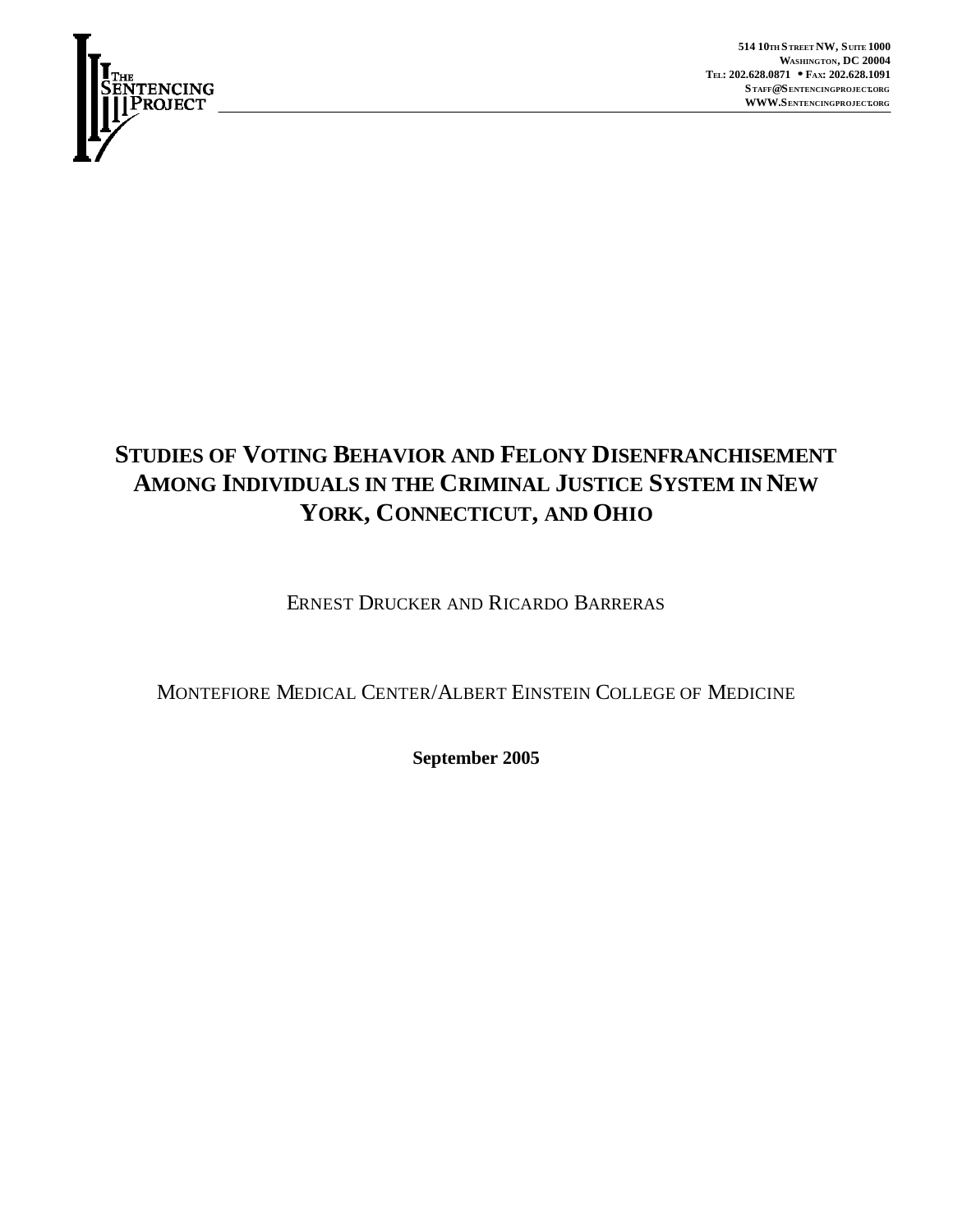The Sentencing Project

514 10th Street NW, Suite 1000
Washington, DC 20004
Tel: 202.628.0871 • Fax: 202.628.1091
Staff@Sentencingproject.org
WWW.Sentencingproject.org

# STUDIES OF VOTING BEHAVIOR AND FELONY DISENFRANCHISEMENT AMONG INDIVIDUALS IN THE CRIMINAL JUSTICE SYSTEM IN NEW YORK, CONNECTICUT, AND OHIO

ERNEST DRUCKER AND RICARDO BARRERAS

MONTEFIORE MEDICAL CENTER/ALBERT EINSTEIN COLLEGE OF MEDICINE

**September 2005**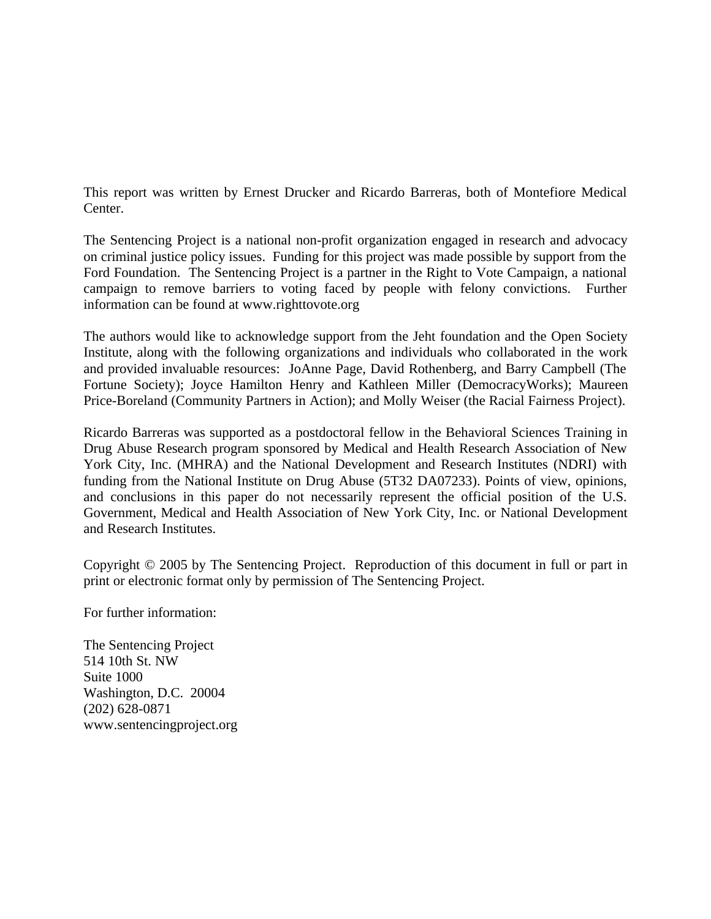This report was written by Ernest Drucker and Ricardo Barreras, both of Montefiore Medical Center.

The Sentencing Project is a national non-profit organization engaged in research and advocacy on criminal justice policy issues. Funding for this project was made possible by support from the Ford Foundation. The Sentencing Project is a partner in the Right to Vote Campaign, a national campaign to remove barriers to voting faced by people with felony convictions. Further information can be found at www.righttovote.org

The authors would like to acknowledge support from the Jeht foundation and the Open Society Institute, along with the following organizations and individuals who collaborated in the work and provided invaluable resources: JoAnne Page, David Rothenberg, and Barry Campbell (The Fortune Society); Joyce Hamilton Henry and Kathleen Miller (DemocracyWorks); Maureen Price-Boreland (Community Partners in Action); and Molly Weiser (the Racial Fairness Project).

Ricardo Barreras was supported as a postdoctoral fellow in the Behavioral Sciences Training in Drug Abuse Research program sponsored by Medical and Health Research Association of New York City, Inc. (MHRA) and the National Development and Research Institutes (NDRI) with funding from the National Institute on Drug Abuse (5T32 DA07233). Points of view, opinions, and conclusions in this paper do not necessarily represent the official position of the U.S. Government, Medical and Health Association of New York City, Inc. or National Development and Research Institutes.

Copyright © 2005 by The Sentencing Project. Reproduction of this document in full or part in print or electronic format only by permission of The Sentencing Project.

For further information:

The Sentencing Project  
514 10th St. NW  
Suite 1000  
Washington, D.C. 20004  
(202) 628-0871  
www.sentencingproject.org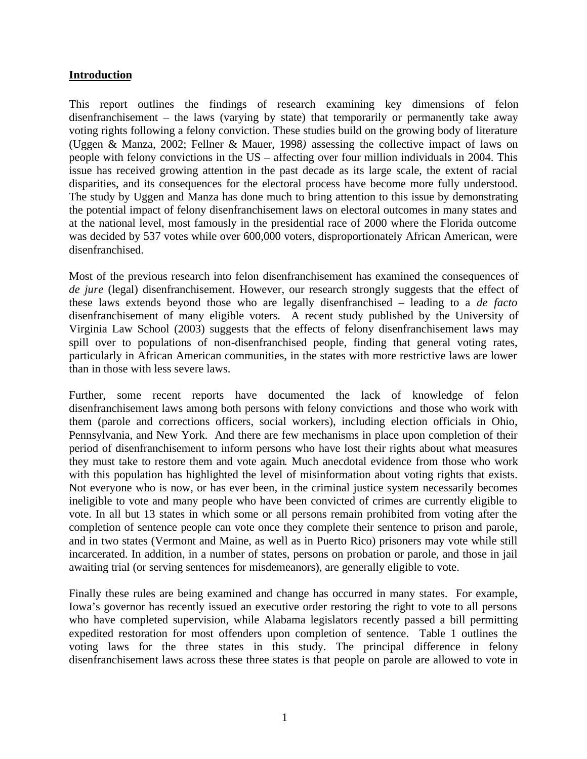**Introduction**

This report outlines the findings of research examining key dimensions of felon disenfranchisement – the laws (varying by state) that temporarily or permanently take away voting rights following a felony conviction. These studies build on the growing body of literature (Uggen & Manza, 2002; Fellner & Mauer, 1998*)* assessing the collective impact of laws on people with felony convictions in the US – affecting over four million individuals in 2004. This issue has received growing attention in the past decade as its large scale, the extent of racial disparities, and its consequences for the electoral process have become more fully understood. The study by Uggen and Manza has done much to bring attention to this issue by demonstrating the potential impact of felony disenfranchisement laws on electoral outcomes in many states and at the national level, most famously in the presidential race of 2000 where the Florida outcome was decided by 537 votes while over 600,000 voters, disproportionately African American, were disenfranchised.

Most of the previous research into felon disenfranchisement has examined the consequences of *de jure* (legal) disenfranchisement. However, our research strongly suggests that the effect of these laws extends beyond those who are legally disenfranchised – leading to a *de facto* disenfranchisement of many eligible voters. A recent study published by the University of Virginia Law School (2003) suggests that the effects of felony disenfranchisement laws may spill over to populations of non-disenfranchised people, finding that general voting rates, particularly in African American communities, in the states with more restrictive laws are lower than in those with less severe laws.

Further, some recent reports have documented the lack of knowledge of felon disenfranchisement laws among both persons with felony convictions and those who work with them (parole and corrections officers, social workers), including election officials in Ohio, Pennsylvania, and New York. And there are few mechanisms in place upon completion of their period of disenfranchisement to inform persons who have lost their rights about what measures they must take to restore them and vote again. Much anecdotal evidence from those who work with this population has highlighted the level of misinformation about voting rights that exists. Not everyone who is now, or has ever been, in the criminal justice system necessarily becomes ineligible to vote and many people who have been convicted of crimes are currently eligible to vote. In all but 13 states in which some or all persons remain prohibited from voting after the completion of sentence people can vote once they complete their sentence to prison and parole, and in two states (Vermont and Maine, as well as in Puerto Rico) prisoners may vote while still incarcerated. In addition, in a number of states, persons on probation or parole, and those in jail awaiting trial (or serving sentences for misdemeanors), are generally eligible to vote.

Finally these rules are being examined and change has occurred in many states. For example, Iowa's governor has recently issued an executive order restoring the right to vote to all persons who have completed supervision, while Alabama legislators recently passed a bill permitting expedited restoration for most offenders upon completion of sentence. Table 1 outlines the voting laws for the three states in this study. The principal difference in felony disenfranchisement laws across these three states is that people on parole are allowed to vote in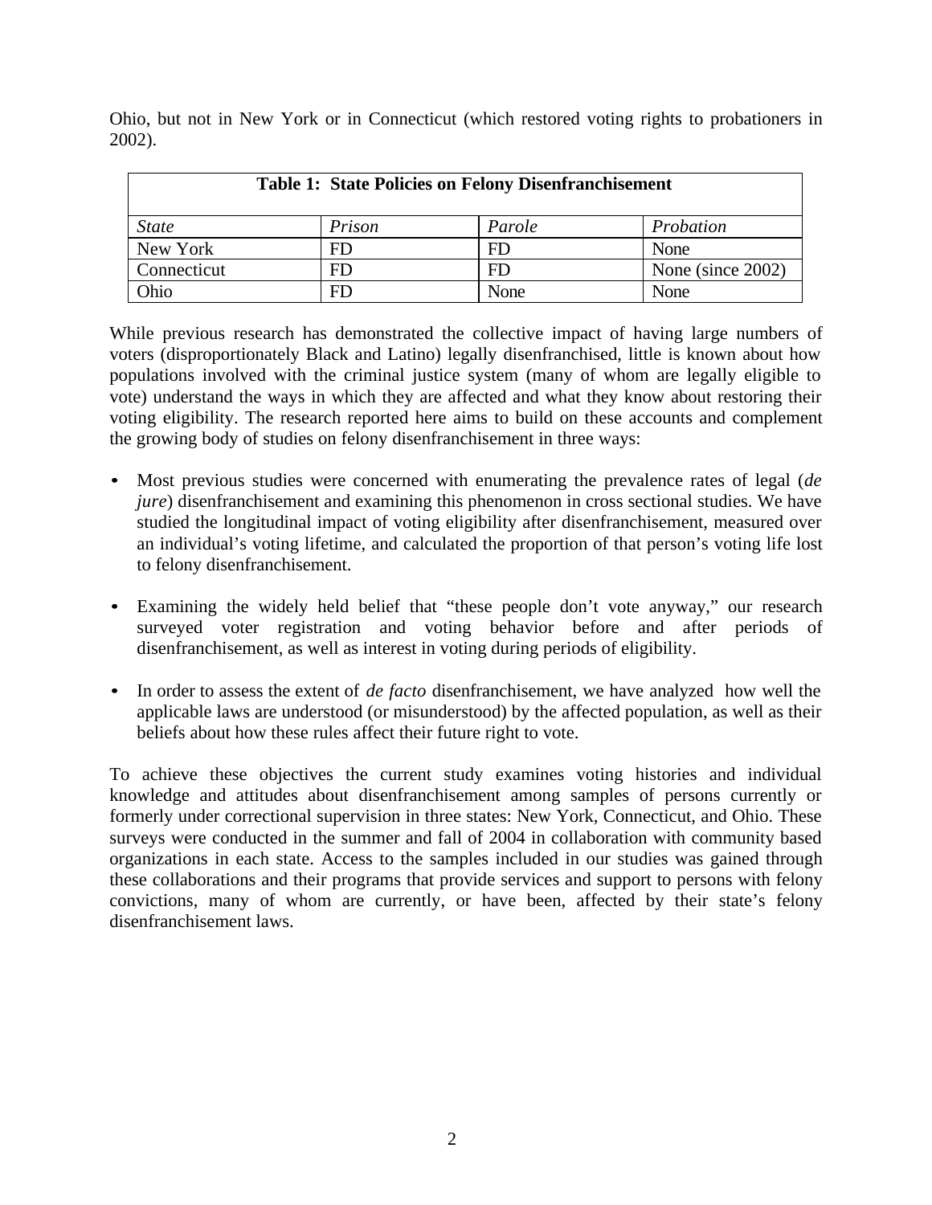Ohio, but not in New York or in Connecticut (which restored voting rights to probationers in 2002).

**Table 1: State Policies on Felony Disenfranchisement**

| *State* | *Prison* | *Parole* | *Probation* |
|---|---|---|---|
| New York | FD | FD | None |
| Connecticut | FD | FD | None (since 2002) |
| Ohio | FD | None | None |

While previous research has demonstrated the collective impact of having large numbers of voters (disproportionately Black and Latino) legally disenfranchised, little is known about how populations involved with the criminal justice system (many of whom are legally eligible to vote) understand the ways in which they are affected and what they know about restoring their voting eligibility. The research reported here aims to build on these accounts and complement the growing body of studies on felony disenfranchisement in three ways:

- Most previous studies were concerned with enumerating the prevalence rates of legal (*de jure*) disenfranchisement and examining this phenomenon in cross sectional studies. We have studied the longitudinal impact of voting eligibility after disenfranchisement, measured over an individual's voting lifetime, and calculated the proportion of that person's voting life lost to felony disenfranchisement.

- Examining the widely held belief that "these people don't vote anyway," our research surveyed voter registration and voting behavior before and after periods of disenfranchisement, as well as interest in voting during periods of eligibility.

- In order to assess the extent of *de facto* disenfranchisement, we have analyzed how well the applicable laws are understood (or misunderstood) by the affected population, as well as their beliefs about how these rules affect their future right to vote.

To achieve these objectives the current study examines voting histories and individual knowledge and attitudes about disenfranchisement among samples of persons currently or formerly under correctional supervision in three states: New York, Connecticut, and Ohio. These surveys were conducted in the summer and fall of 2004 in collaboration with community based organizations in each state. Access to the samples included in our studies was gained through these collaborations and their programs that provide services and support to persons with felony convictions, many of whom are currently, or have been, affected by their state's felony disenfranchisement laws.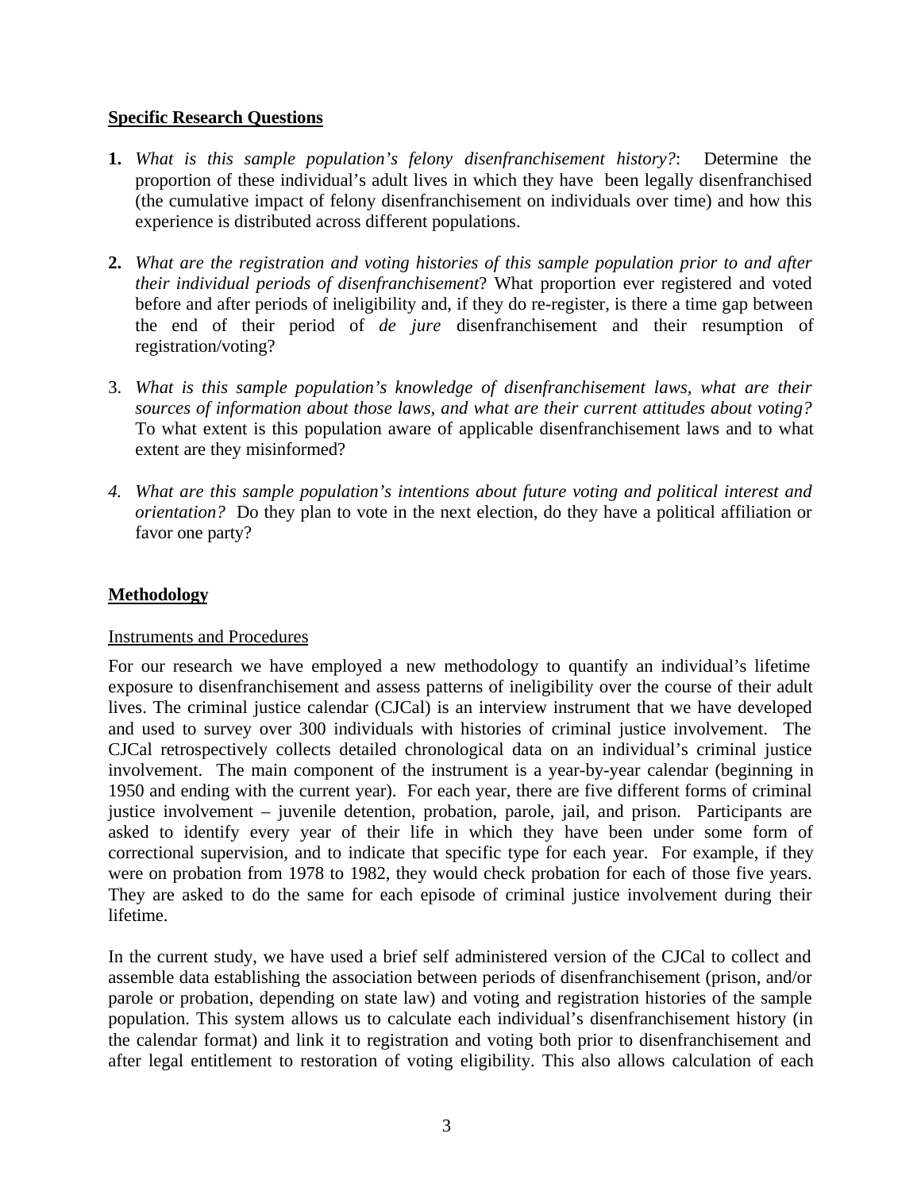**Specific Research Questions**

1. *What is this sample population's felony disenfranchisement history?*: Determine the proportion of these individual's adult lives in which they have been legally disenfranchised (the cumulative impact of felony disenfranchisement on individuals over time) and how this experience is distributed across different populations.

2. *What are the registration and voting histories of this sample population prior to and after their individual periods of disenfranchisement*? What proportion ever registered and voted before and after periods of ineligibility and, if they do re-register, is there a time gap between the end of their period of *de jure* disenfranchisement and their resumption of registration/voting?

3. *What is this sample population's knowledge of disenfranchisement laws, what are their sources of information about those laws, and what are their current attitudes about voting?* To what extent is this population aware of applicable disenfranchisement laws and to what extent are they misinformed?

4. *What are this sample population's intentions about future voting and political interest and orientation?* Do they plan to vote in the next election, do they have a political affiliation or favor one party?

**Methodology**

Instruments and Procedures

For our research we have employed a new methodology to quantify an individual's lifetime exposure to disenfranchisement and assess patterns of ineligibility over the course of their adult lives. The criminal justice calendar (CJCal) is an interview instrument that we have developed and used to survey over 300 individuals with histories of criminal justice involvement. The CJCal retrospectively collects detailed chronological data on an individual's criminal justice involvement. The main component of the instrument is a year-by-year calendar (beginning in 1950 and ending with the current year). For each year, there are five different forms of criminal justice involvement – juvenile detention, probation, parole, jail, and prison. Participants are asked to identify every year of their life in which they have been under some form of correctional supervision, and to indicate that specific type for each year. For example, if they were on probation from 1978 to 1982, they would check probation for each of those five years. They are asked to do the same for each episode of criminal justice involvement during their lifetime.

In the current study, we have used a brief self administered version of the CJCal to collect and assemble data establishing the association between periods of disenfranchisement (prison, and/or parole or probation, depending on state law) and voting and registration histories of the sample population. This system allows us to calculate each individual's disenfranchisement history (in the calendar format) and link it to registration and voting both prior to disenfranchisement and after legal entitlement to restoration of voting eligibility. This also allows calculation of each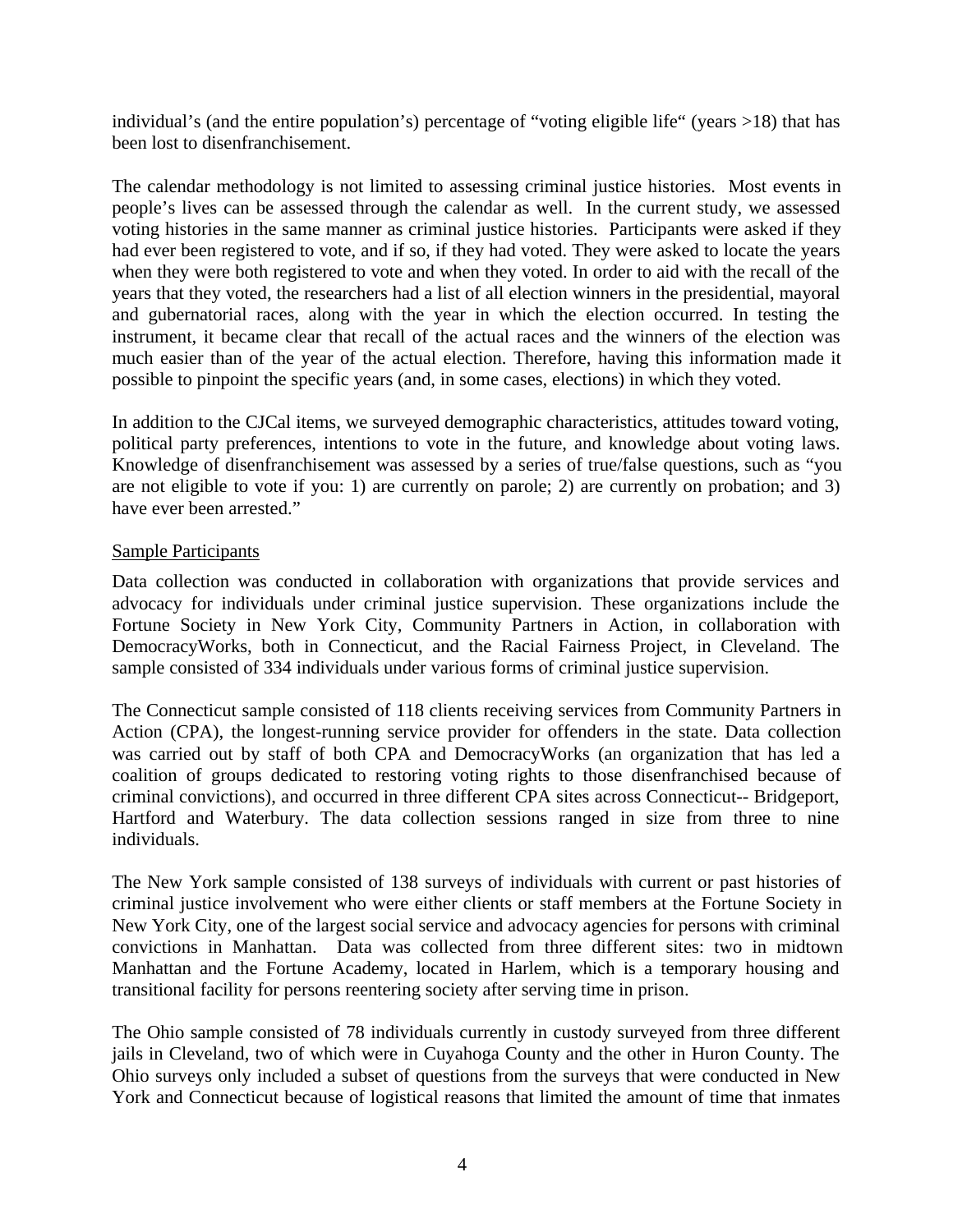individual's (and the entire population's) percentage of "voting eligible life" (years >18) that has been lost to disenfranchisement.

The calendar methodology is not limited to assessing criminal justice histories. Most events in people's lives can be assessed through the calendar as well. In the current study, we assessed voting histories in the same manner as criminal justice histories. Participants were asked if they had ever been registered to vote, and if so, if they had voted. They were asked to locate the years when they were both registered to vote and when they voted. In order to aid with the recall of the years that they voted, the researchers had a list of all election winners in the presidential, mayoral and gubernatorial races, along with the year in which the election occurred. In testing the instrument, it became clear that recall of the actual races and the winners of the election was much easier than of the year of the actual election. Therefore, having this information made it possible to pinpoint the specific years (and, in some cases, elections) in which they voted.

In addition to the CJCal items, we surveyed demographic characteristics, attitudes toward voting, political party preferences, intentions to vote in the future, and knowledge about voting laws. Knowledge of disenfranchisement was assessed by a series of true/false questions, such as "you are not eligible to vote if you: 1) are currently on parole; 2) are currently on probation; and 3) have ever been arrested."

Sample Participants

Data collection was conducted in collaboration with organizations that provide services and advocacy for individuals under criminal justice supervision. These organizations include the Fortune Society in New York City, Community Partners in Action, in collaboration with DemocracyWorks, both in Connecticut, and the Racial Fairness Project, in Cleveland. The sample consisted of 334 individuals under various forms of criminal justice supervision.

The Connecticut sample consisted of 118 clients receiving services from Community Partners in Action (CPA), the longest-running service provider for offenders in the state. Data collection was carried out by staff of both CPA and DemocracyWorks (an organization that has led a coalition of groups dedicated to restoring voting rights to those disenfranchised because of criminal convictions), and occurred in three different CPA sites across Connecticut-- Bridgeport, Hartford and Waterbury. The data collection sessions ranged in size from three to nine individuals.

The New York sample consisted of 138 surveys of individuals with current or past histories of criminal justice involvement who were either clients or staff members at the Fortune Society in New York City, one of the largest social service and advocacy agencies for persons with criminal convictions in Manhattan. Data was collected from three different sites: two in midtown Manhattan and the Fortune Academy, located in Harlem, which is a temporary housing and transitional facility for persons reentering society after serving time in prison.

The Ohio sample consisted of 78 individuals currently in custody surveyed from three different jails in Cleveland, two of which were in Cuyahoga County and the other in Huron County. The Ohio surveys only included a subset of questions from the surveys that were conducted in New York and Connecticut because of logistical reasons that limited the amount of time that inmates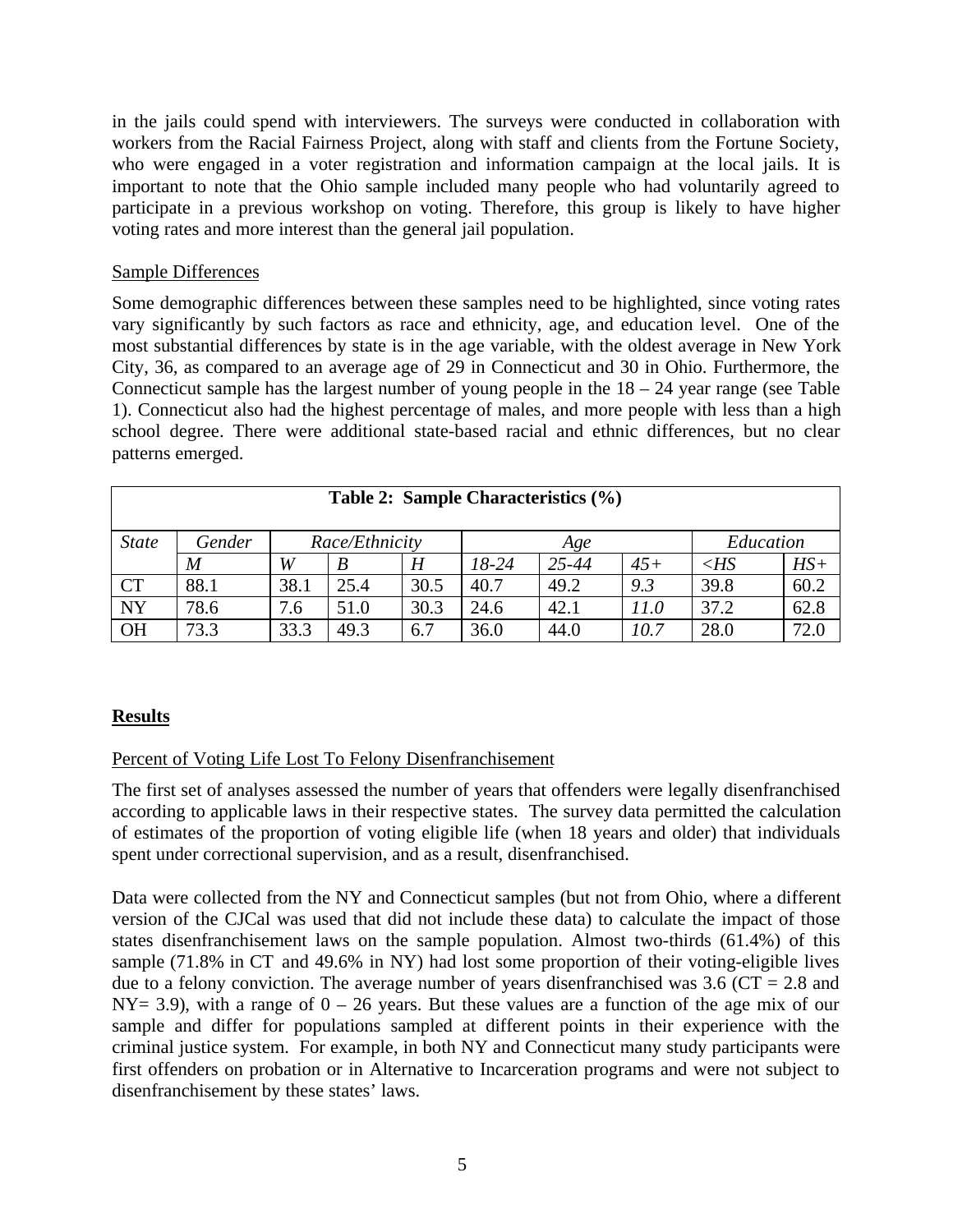in the jails could spend with interviewers. The surveys were conducted in collaboration with workers from the Racial Fairness Project, along with staff and clients from the Fortune Society, who were engaged in a voter registration and information campaign at the local jails. It is important to note that the Ohio sample included many people who had voluntarily agreed to participate in a previous workshop on voting. Therefore, this group is likely to have higher voting rates and more interest than the general jail population.

Sample Differences

Some demographic differences between these samples need to be highlighted, since voting rates vary significantly by such factors as race and ethnicity, age, and education level. One of the most substantial differences by state is in the age variable, with the oldest average in New York City, 36, as compared to an average age of 29 in Connecticut and 30 in Ohio. Furthermore, the Connecticut sample has the largest number of young people in the 18 – 24 year range (see Table 1). Connecticut also had the highest percentage of males, and more people with less than a high school degree. There were additional state-based racial and ethnic differences, but no clear patterns emerged.

| **Table 2: Sample Characteristics (%)** | | | | | | | | | |
|---|---|---|---|---|---|---|---|---|---|
| *State* | *Gender* | *Race/Ethnicity* | | | *Age* | | | *Education* | |
| | *M* | *W* | *B* | *H* | *18-24* | *25-44* | *45+* | *<HS* | *HS+* |
| CT | 88.1 | 38.1 | 25.4 | 30.5 | 40.7 | 49.2 | *9.3* | 39.8 | 60.2 |
| NY | 78.6 | 7.6 | 51.0 | 30.3 | 24.6 | 42.1 | *11.0* | 37.2 | 62.8 |
| OH | 73.3 | 33.3 | 49.3 | 6.7 | 36.0 | 44.0 | *10.7* | 28.0 | 72.0 |

## Results

Percent of Voting Life Lost To Felony Disenfranchisement

The first set of analyses assessed the number of years that offenders were legally disenfranchised according to applicable laws in their respective states. The survey data permitted the calculation of estimates of the proportion of voting eligible life (when 18 years and older) that individuals spent under correctional supervision, and as a result, disenfranchised.

Data were collected from the NY and Connecticut samples (but not from Ohio, where a different version of the CJCal was used that did not include these data) to calculate the impact of those states disenfranchisement laws on the sample population. Almost two-thirds (61.4%) of this sample (71.8% in CT and 49.6% in NY) had lost some proportion of their voting-eligible lives due to a felony conviction. The average number of years disenfranchised was 3.6 (CT = 2.8 and NY= 3.9), with a range of 0 – 26 years. But these values are a function of the age mix of our sample and differ for populations sampled at different points in their experience with the criminal justice system. For example, in both NY and Connecticut many study participants were first offenders on probation or in Alternative to Incarceration programs and were not subject to disenfranchisement by these states' laws.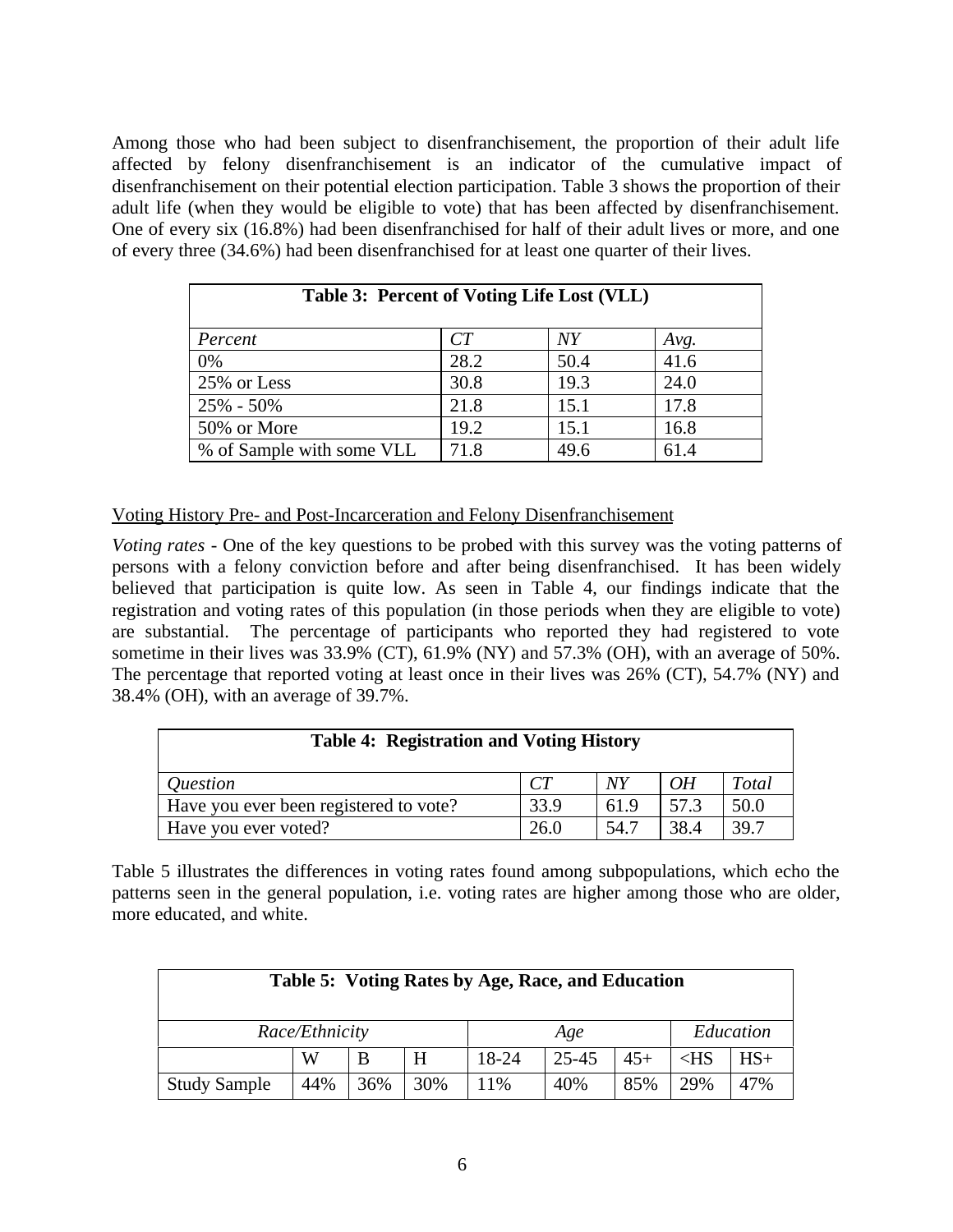Among those who had been subject to disenfranchisement, the proportion of their adult life affected by felony disenfranchisement is an indicator of the cumulative impact of disenfranchisement on their potential election participation. Table 3 shows the proportion of their adult life (when they would be eligible to vote) that has been affected by disenfranchisement. One of every six (16.8%) had been disenfranchised for half of their adult lives or more, and one of every three (34.6%) had been disenfranchised for at least one quarter of their lives.

| **Table 3: Percent of Voting Life Lost (VLL)** | | | |
|---|---|---|---|
| *Percent* | *CT* | *NY* | *Avg.* |
| 0% | 28.2 | 50.4 | 41.6 |
| 25% or Less | 30.8 | 19.3 | 24.0 |
| 25% - 50% | 21.8 | 15.1 | 17.8 |
| 50% or More | 19.2 | 15.1 | 16.8 |
| % of Sample with some VLL | 71.8 | 49.6 | 61.4 |

Voting History Pre- and Post-Incarceration and Felony Disenfranchisement

*Voting rates* - One of the key questions to be probed with this survey was the voting patterns of persons with a felony conviction before and after being disenfranchised. It has been widely believed that participation is quite low. As seen in Table 4, our findings indicate that the registration and voting rates of this population (in those periods when they are eligible to vote) are substantial. The percentage of participants who reported they had registered to vote sometime in their lives was 33.9% (CT), 61.9% (NY) and 57.3% (OH), with an average of 50%. The percentage that reported voting at least once in their lives was 26% (CT), 54.7% (NY) and 38.4% (OH), with an average of 39.7%.

| **Table 4: Registration and Voting History** | | | | |
|---|---|---|---|---|
| *Question* | *CT* | *NY* | *OH* | *Total* |
| Have you ever been registered to vote? | 33.9 | 61.9 | 57.3 | 50.0 |
| Have you ever voted? | 26.0 | 54.7 | 38.4 | 39.7 |

Table 5 illustrates the differences in voting rates found among subpopulations, which echo the patterns seen in the general population, i.e. voting rates are higher among those who are older, more educated, and white.

| **Table 5: Voting Rates by Age, Race, and Education** | | | | | | | | |
|---|---|---|---|---|---|---|---|---|
| *Race/Ethnicity* | | | | *Age* | | | *Education* | |
| | W | B | H | 18-24 | 25-45 | 45+ | <HS | HS+ |
| Study Sample | 44% | 36% | 30% | 11% | 40% | 85% | 29% | 47% |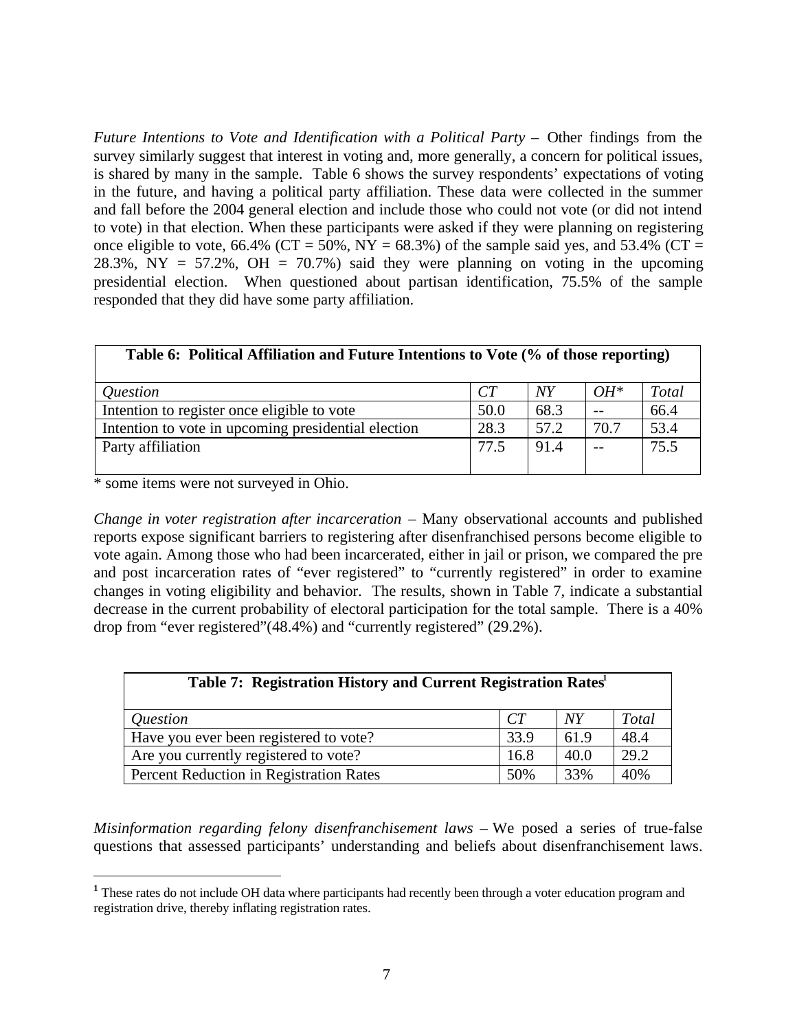*Future Intentions to Vote and Identification with a Political Party* – Other findings from the survey similarly suggest that interest in voting and, more generally, a concern for political issues, is shared by many in the sample. Table 6 shows the survey respondents' expectations of voting in the future, and having a political party affiliation. These data were collected in the summer and fall before the 2004 general election and include those who could not vote (or did not intend to vote) in that election. When these participants were asked if they were planning on registering once eligible to vote, 66.4% (CT = 50%, NY = 68.3%) of the sample said yes, and 53.4% (CT = 28.3%, NY = 57.2%, OH = 70.7%) said they were planning on voting in the upcoming presidential election. When questioned about partisan identification, 75.5% of the sample responded that they did have some party affiliation.

**Table 6: Political Affiliation and Future Intentions to Vote (% of those reporting)**

| *Question* | *CT* | *NY* | *OH** | *Total* |
|---|---|---|---|---|
| Intention to register once eligible to vote | 50.0 | 68.3 | -- | 66.4 |
| Intention to vote in upcoming presidential election | 28.3 | 57.2 | 70.7 | 53.4 |
| Party affiliation | 77.5 | 91.4 | -- | 75.5 |

* some items were not surveyed in Ohio.

*Change in voter registration after incarceration* – Many observational accounts and published reports expose significant barriers to registering after disenfranchised persons become eligible to vote again. Among those who had been incarcerated, either in jail or prison, we compared the pre and post incarceration rates of "ever registered" to "currently registered" in order to examine changes in voting eligibility and behavior. The results, shown in Table 7, indicate a substantial decrease in the current probability of electoral participation for the total sample. There is a 40% drop from "ever registered"(48.4%) and "currently registered" (29.2%).

**Table 7: Registration History and Current Registration Rates[1]**

| *Question* | *CT* | *NY* | *Total* |
|---|---|---|---|
| Have you ever been registered to vote? | 33.9 | 61.9 | 48.4 |
| Are you currently registered to vote? | 16.8 | 40.0 | 29.2 |
| Percent Reduction in Registration Rates | 50% | 33% | 40% |

*Misinformation regarding felony disenfranchisement laws* – We posed a series of true-false questions that assessed participants' understanding and beliefs about disenfranchisement laws.

[1] These rates do not include OH data where participants had recently been through a voter education program and registration drive, thereby inflating registration rates.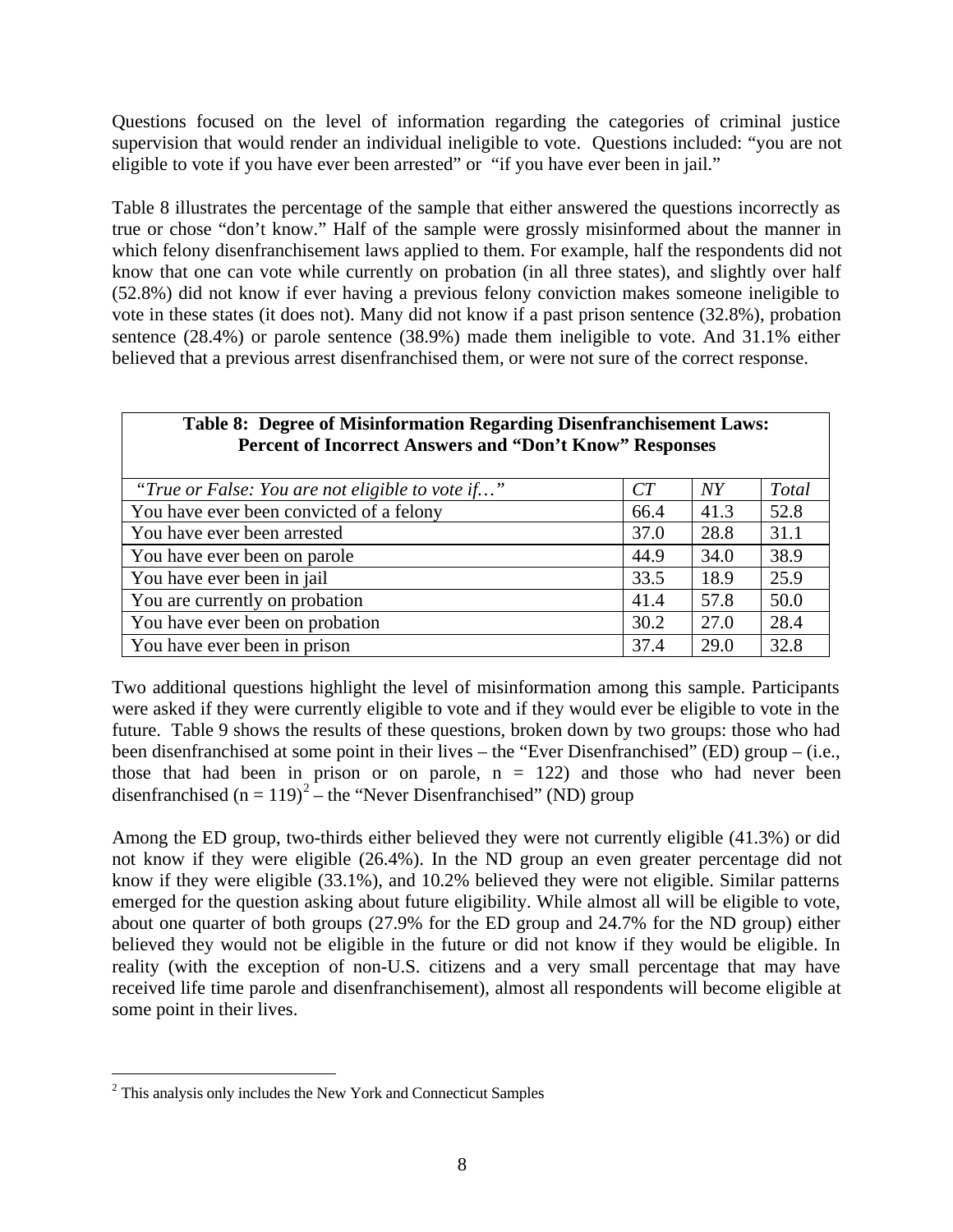Questions focused on the level of information regarding the categories of criminal justice supervision that would render an individual ineligible to vote. Questions included: "you are not eligible to vote if you have ever been arrested" or "if you have ever been in jail."

Table 8 illustrates the percentage of the sample that either answered the questions incorrectly as true or chose "don't know." Half of the sample were grossly misinformed about the manner in which felony disenfranchisement laws applied to them. For example, half the respondents did not know that one can vote while currently on probation (in all three states), and slightly over half (52.8%) did not know if ever having a previous felony conviction makes someone ineligible to vote in these states (it does not). Many did not know if a past prison sentence (32.8%), probation sentence (28.4%) or parole sentence (38.9%) made them ineligible to vote. And 31.1% either believed that a previous arrest disenfranchised them, or were not sure of the correct response.

**Table 8: Degree of Misinformation Regarding Disenfranchisement Laws: Percent of Incorrect Answers and "Don't Know" Responses**

| *"True or False: You are not eligible to vote if…"* | *CT* | *NY* | *Total* |
|---|---|---|---|
| You have ever been convicted of a felony | 66.4 | 41.3 | 52.8 |
| You have ever been arrested | 37.0 | 28.8 | 31.1 |
| You have ever been on parole | 44.9 | 34.0 | 38.9 |
| You have ever been in jail | 33.5 | 18.9 | 25.9 |
| You are currently on probation | 41.4 | 57.8 | 50.0 |
| You have ever been on probation | 30.2 | 27.0 | 28.4 |
| You have ever been in prison | 37.4 | 29.0 | 32.8 |

Two additional questions highlight the level of misinformation among this sample. Participants were asked if they were currently eligible to vote and if they would ever be eligible to vote in the future. Table 9 shows the results of these questions, broken down by two groups: those who had been disenfranchised at some point in their lives – the "Ever Disenfranchised" (ED) group – (i.e., those that had been in prison or on parole, n = 122) and those who had never been disenfranchised (n = 119)[2] – the "Never Disenfranchised" (ND) group

Among the ED group, two-thirds either believed they were not currently eligible (41.3%) or did not know if they were eligible (26.4%). In the ND group an even greater percentage did not know if they were eligible (33.1%), and 10.2% believed they were not eligible. Similar patterns emerged for the question asking about future eligibility. While almost all will be eligible to vote, about one quarter of both groups (27.9% for the ED group and 24.7% for the ND group) either believed they would not be eligible in the future or did not know if they would be eligible. In reality (with the exception of non-U.S. citizens and a very small percentage that may have received life time parole and disenfranchisement), almost all respondents will become eligible at some point in their lives.

[2] This analysis only includes the New York and Connecticut Samples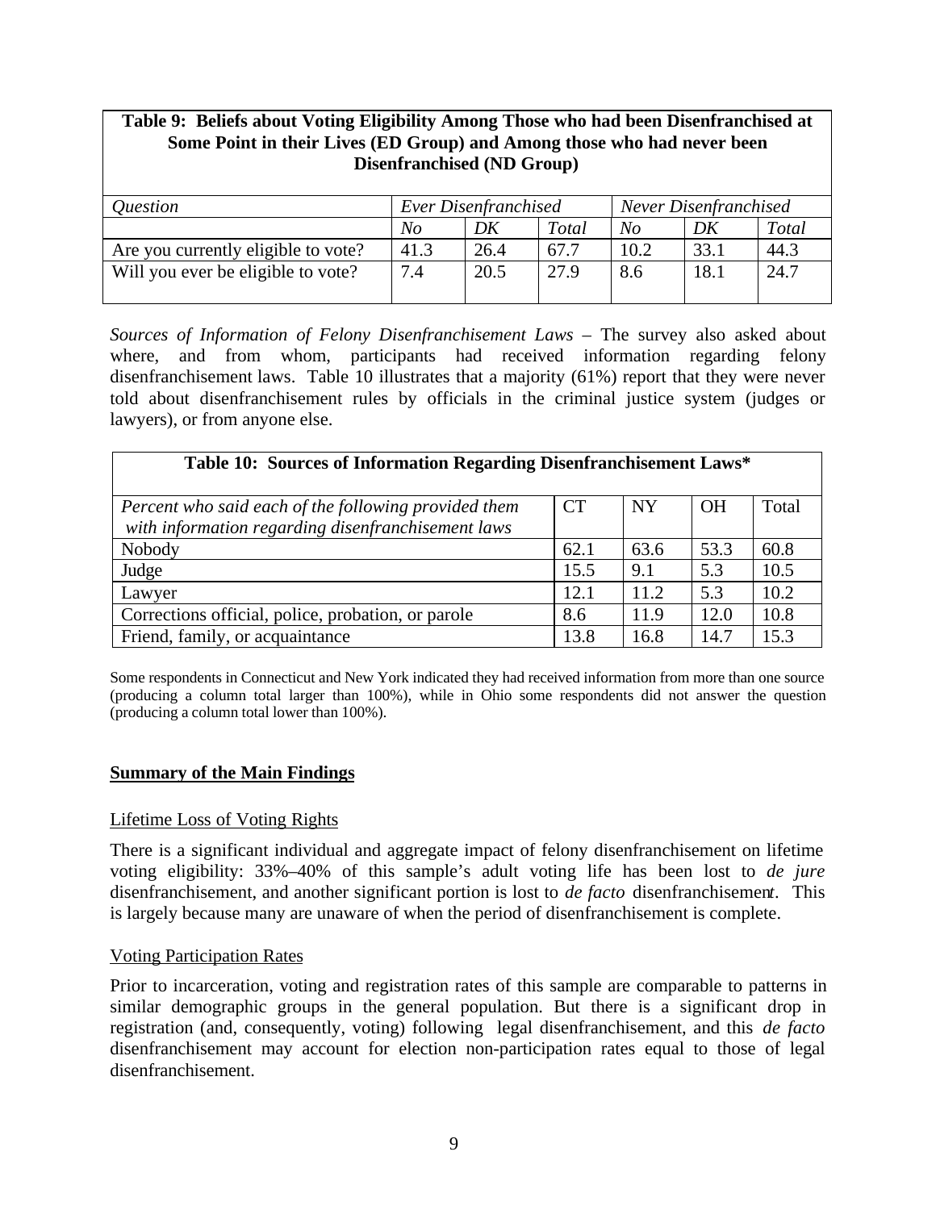**Table 9: Beliefs about Voting Eligibility Among Those who had been Disenfranchised at Some Point in their Lives (ED Group) and Among those who had never been Disenfranchised (ND Group)**

| *Question* | *Ever Disenfranchised* | | | *Never Disenfranchised* | | |
|---|---|---|---|---|---|---|
| | *No* | *DK* | *Total* | *No* | *DK* | *Total* |
| Are you currently eligible to vote? | 41.3 | 26.4 | 67.7 | 10.2 | 33.1 | 44.3 |
| Will you ever be eligible to vote? | 7.4 | 20.5 | 27.9 | 8.6 | 18.1 | 24.7 |

*Sources of Information of Felony Disenfranchisement Laws* – The survey also asked about where, and from whom, participants had received information regarding felony disenfranchisement laws. Table 10 illustrates that a majority (61%) report that they were never told about disenfranchisement rules by officials in the criminal justice system (judges or lawyers), or from anyone else.

**Table 10: Sources of Information Regarding Disenfranchisement Laws***

| *Percent who said each of the following provided them with information regarding disenfranchisement laws* | CT | NY | OH | Total |
|---|---|---|---|---|
| Nobody | 62.1 | 63.6 | 53.3 | 60.8 |
| Judge | 15.5 | 9.1 | 5.3 | 10.5 |
| Lawyer | 12.1 | 11.2 | 5.3 | 10.2 |
| Corrections official, police, probation, or parole | 8.6 | 11.9 | 12.0 | 10.8 |
| Friend, family, or acquaintance | 13.8 | 16.8 | 14.7 | 15.3 |

Some respondents in Connecticut and New York indicated they had received information from more than one source (producing a column total larger than 100%), while in Ohio some respondents did not answer the question (producing a column total lower than 100%).

## Summary of the Main Findings

### Lifetime Loss of Voting Rights

There is a significant individual and aggregate impact of felony disenfranchisement on lifetime voting eligibility: 33%–40% of this sample's adult voting life has been lost to *de jure* disenfranchisement, and another significant portion is lost to *de facto* disenfranchisement. This is largely because many are unaware of when the period of disenfranchisement is complete.

### Voting Participation Rates

Prior to incarceration, voting and registration rates of this sample are comparable to patterns in similar demographic groups in the general population. But there is a significant drop in registration (and, consequently, voting) following legal disenfranchisement, and this *de facto* disenfranchisement may account for election non-participation rates equal to those of legal disenfranchisement.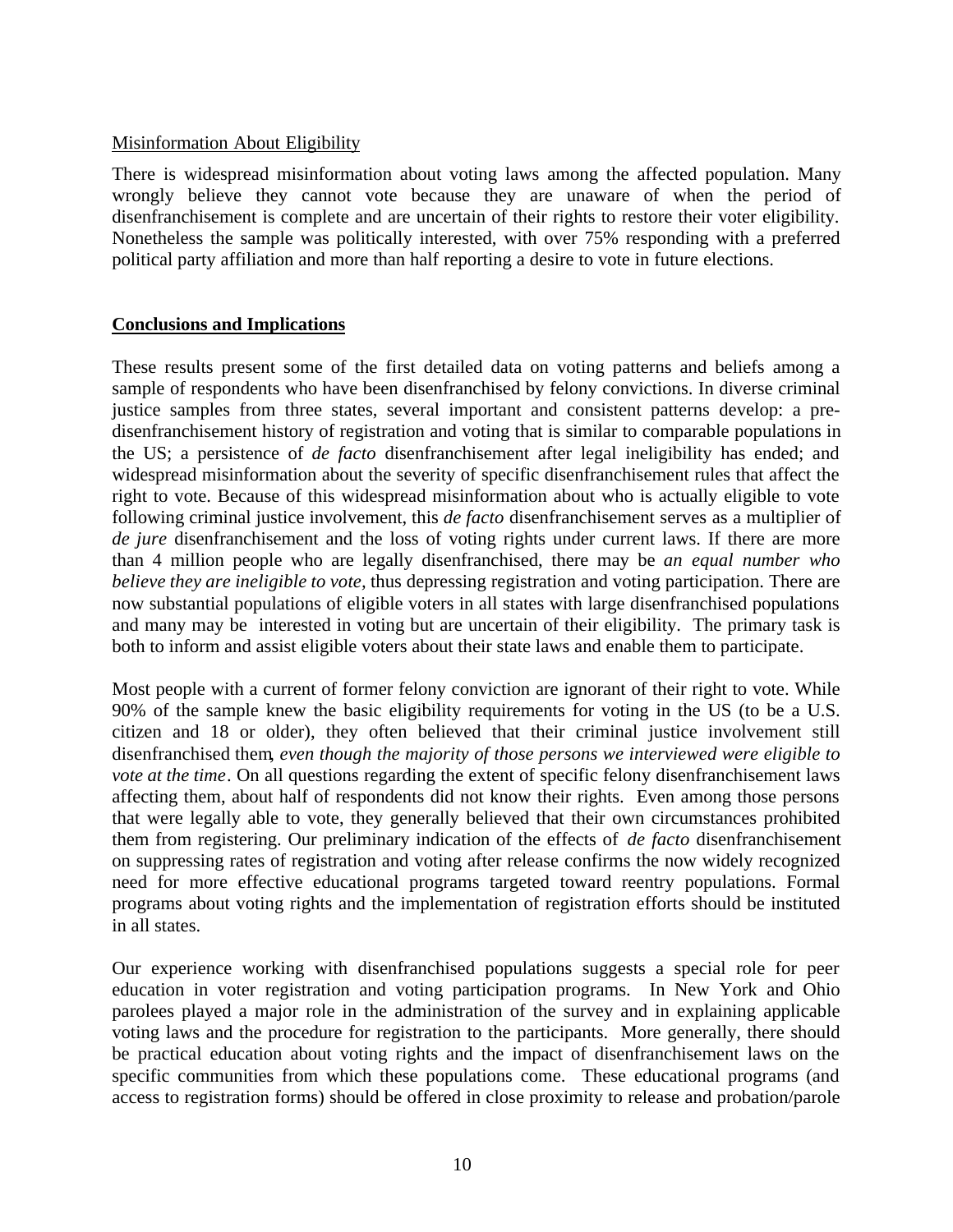Misinformation About Eligibility

There is widespread misinformation about voting laws among the affected population. Many wrongly believe they cannot vote because they are unaware of when the period of disenfranchisement is complete and are uncertain of their rights to restore their voter eligibility. Nonetheless the sample was politically interested, with over 75% responding with a preferred political party affiliation and more than half reporting a desire to vote in future elections.

## Conclusions and Implications

These results present some of the first detailed data on voting patterns and beliefs among a sample of respondents who have been disenfranchised by felony convictions. In diverse criminal justice samples from three states, several important and consistent patterns develop: a pre-disenfranchisement history of registration and voting that is similar to comparable populations in the US; a persistence of *de facto* disenfranchisement after legal ineligibility has ended; and widespread misinformation about the severity of specific disenfranchisement rules that affect the right to vote. Because of this widespread misinformation about who is actually eligible to vote following criminal justice involvement, this *de facto* disenfranchisement serves as a multiplier of *de jure* disenfranchisement and the loss of voting rights under current laws. If there are more than 4 million people who are legally disenfranchised, there may be *an equal number who believe they are ineligible to vote,* thus depressing registration and voting participation. There are now substantial populations of eligible voters in all states with large disenfranchised populations and many may be interested in voting but are uncertain of their eligibility. The primary task is both to inform and assist eligible voters about their state laws and enable them to participate.

Most people with a current of former felony conviction are ignorant of their right to vote. While 90% of the sample knew the basic eligibility requirements for voting in the US (to be a U.S. citizen and 18 or older), they often believed that their criminal justice involvement still disenfranchised them, *even though the majority of those persons we interviewed were eligible to vote at the time*. On all questions regarding the extent of specific felony disenfranchisement laws affecting them, about half of respondents did not know their rights. Even among those persons that were legally able to vote, they generally believed that their own circumstances prohibited them from registering. Our preliminary indication of the effects of *de facto* disenfranchisement on suppressing rates of registration and voting after release confirms the now widely recognized need for more effective educational programs targeted toward reentry populations. Formal programs about voting rights and the implementation of registration efforts should be instituted in all states.

Our experience working with disenfranchised populations suggests a special role for peer education in voter registration and voting participation programs. In New York and Ohio parolees played a major role in the administration of the survey and in explaining applicable voting laws and the procedure for registration to the participants. More generally, there should be practical education about voting rights and the impact of disenfranchisement laws on the specific communities from which these populations come. These educational programs (and access to registration forms) should be offered in close proximity to release and probation/parole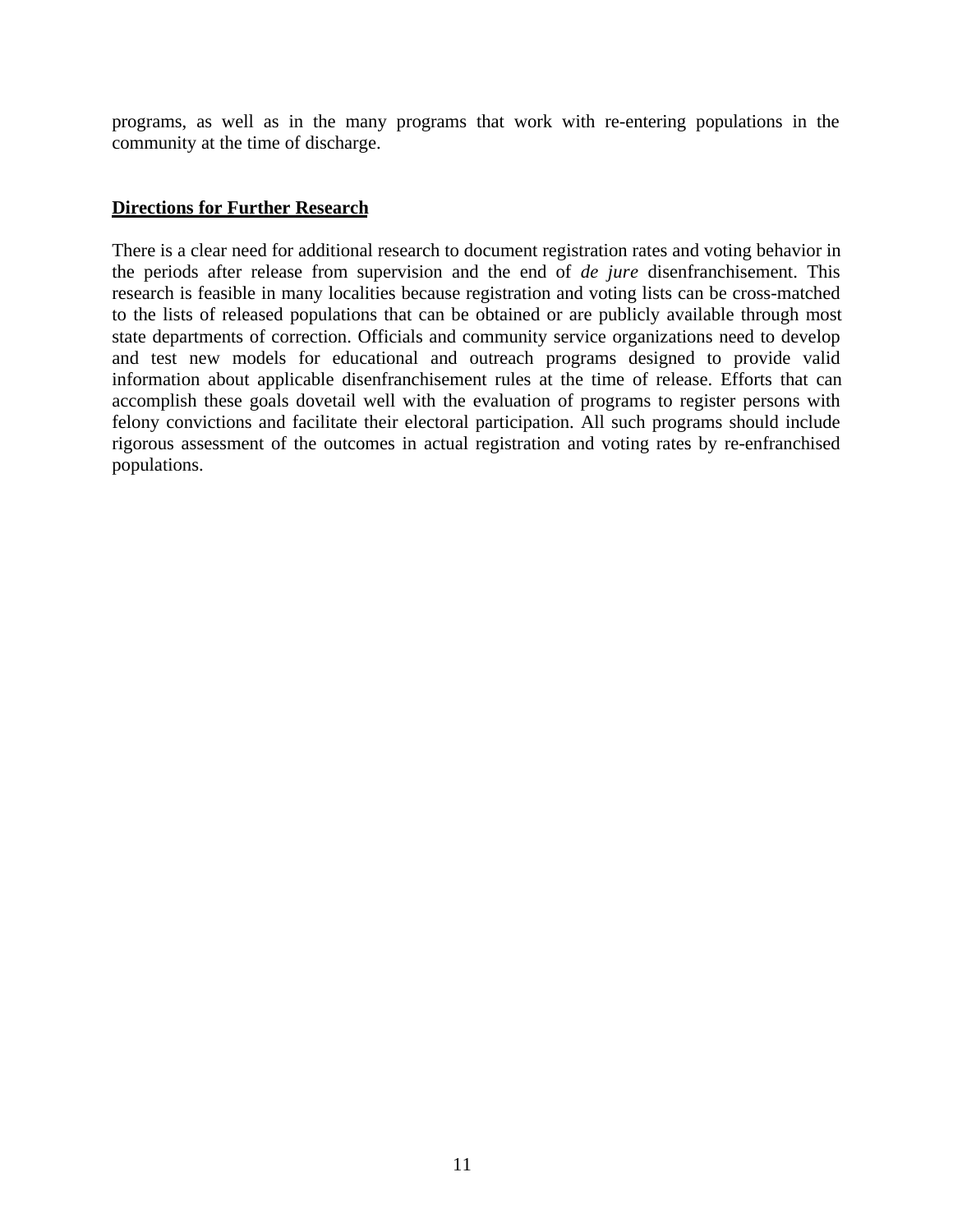programs, as well as in the many programs that work with re-entering populations in the community at the time of discharge.

## Directions for Further Research

There is a clear need for additional research to document registration rates and voting behavior in the periods after release from supervision and the end of *de jure* disenfranchisement. This research is feasible in many localities because registration and voting lists can be cross-matched to the lists of released populations that can be obtained or are publicly available through most state departments of correction. Officials and community service organizations need to develop and test new models for educational and outreach programs designed to provide valid information about applicable disenfranchisement rules at the time of release. Efforts that can accomplish these goals dovetail well with the evaluation of programs to register persons with felony convictions and facilitate their electoral participation. All such programs should include rigorous assessment of the outcomes in actual registration and voting rates by re-enfranchised populations.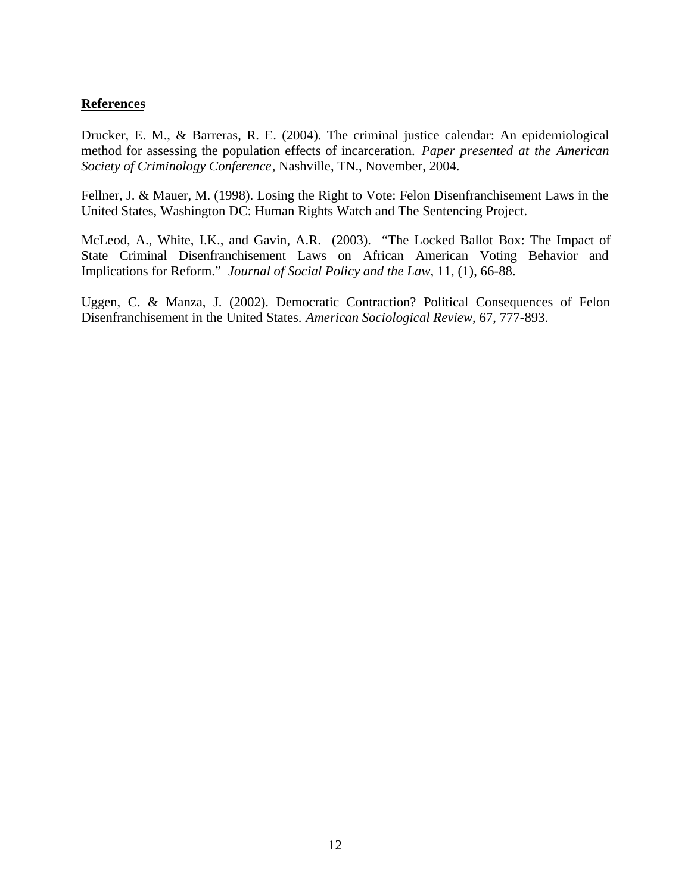## References

Drucker, E. M., & Barreras, R. E. (2004). The criminal justice calendar: An epidemiological method for assessing the population effects of incarceration. *Paper presented at the American Society of Criminology Conference*, Nashville, TN., November, 2004.

Fellner, J. & Mauer, M. (1998). Losing the Right to Vote: Felon Disenfranchisement Laws in the United States, Washington DC: Human Rights Watch and The Sentencing Project.

McLeod, A., White, I.K., and Gavin, A.R. (2003). "The Locked Ballot Box: The Impact of State Criminal Disenfranchisement Laws on African American Voting Behavior and Implications for Reform." *Journal of Social Policy and the Law*, 11, (1), 66-88.

Uggen, C. & Manza, J. (2002). Democratic Contraction? Political Consequences of Felon Disenfranchisement in the United States. *American Sociological Review*, 67, 777-893.